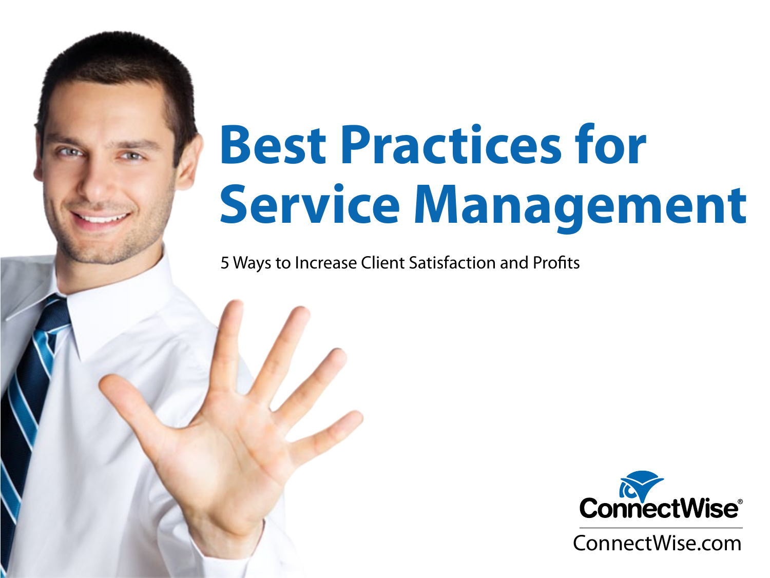# Best Practices for Service Management

5 Ways to Increase Client Satisfaction and Profits

ConnectWise®

ConnectWise.com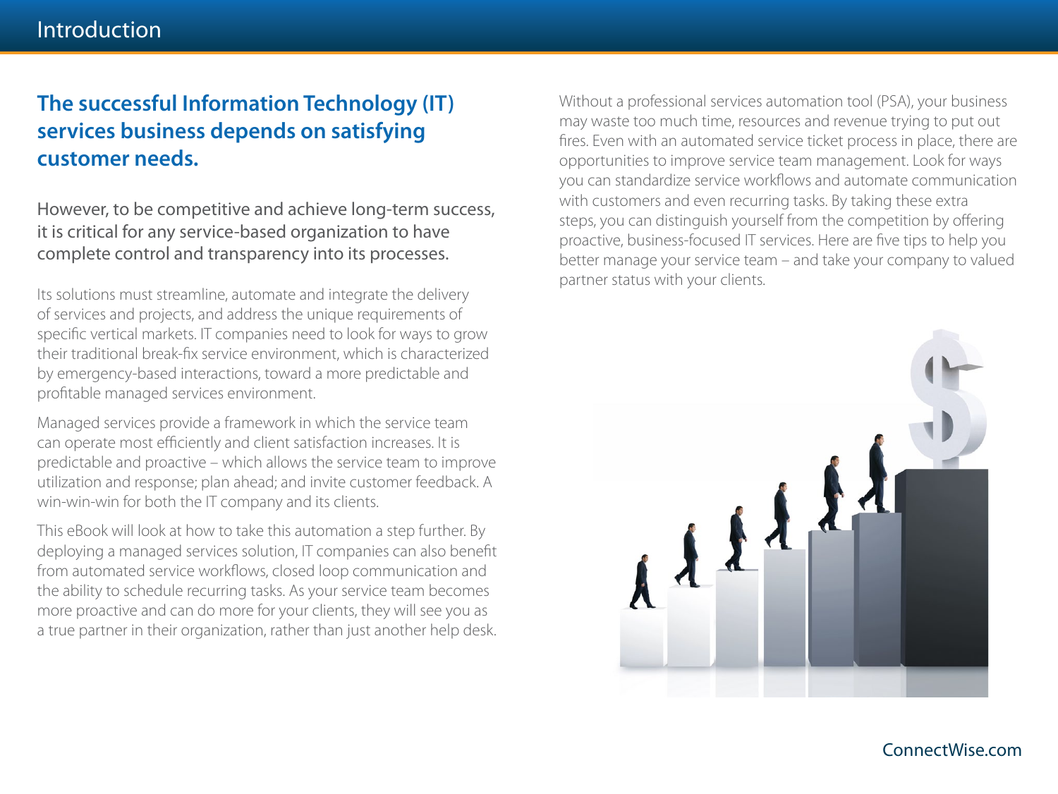# Introduction

## The successful Information Technology (IT) services business depends on satisfying customer needs.

However, to be competitive and achieve long-term success, it is critical for any service-based organization to have complete control and transparency into its processes.

Its solutions must streamline, automate and integrate the delivery of services and projects, and address the unique requirements of specific vertical markets. IT companies need to look for ways to grow their traditional break-fix service environment, which is characterized by emergency-based interactions, toward a more predictable and profitable managed services environment.

Managed services provide a framework in which the service team can operate most efficiently and client satisfaction increases. It is predictable and proactive – which allows the service team to improve utilization and response; plan ahead; and invite customer feedback. A win-win-win for both the IT company and its clients.

This eBook will look at how to take this automation a step further. By deploying a managed services solution, IT companies can also benefit from automated service workflows, closed loop communication and the ability to schedule recurring tasks. As your service team becomes more proactive and can do more for your clients, they will see you as a true partner in their organization, rather than just another help desk.

Without a professional services automation tool (PSA), your business may waste too much time, resources and revenue trying to put out fires. Even with an automated service ticket process in place, there are opportunities to improve service team management. Look for ways you can standardize service workflows and automate communication with customers and even recurring tasks. By taking these extra steps, you can distinguish yourself from the competition by offering proactive, business-focused IT services. Here are five tips to help you better manage your service team – and take your company to valued partner status with your clients.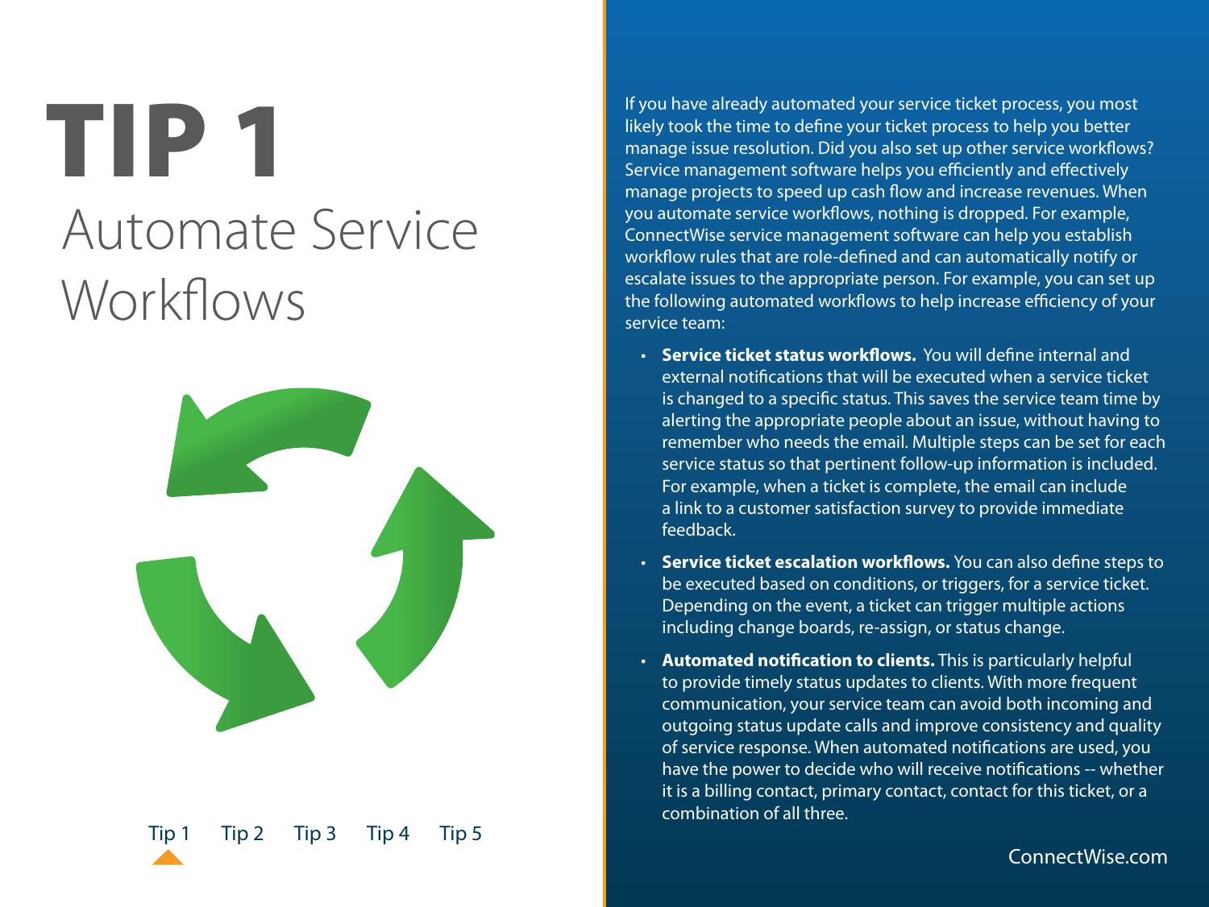# TIP 1

## Automate Service Workflows

If you have already automated your service ticket process, you most likely took the time to define your ticket process to help you better manage issue resolution. Did you also set up other service workflows? Service management software helps you efficiently and effectively manage projects to speed up cash flow and increase revenues. When you automate service workflows, nothing is dropped. For example, ConnectWise service management software can help you establish workflow rules that are role-defined and can automatically notify or escalate issues to the appropriate person. For example, you can set up the following automated workflows to help increase efficiency of your service team:

- **Service ticket status workflows.** You will define internal and external notifications that will be executed when a service ticket is changed to a specific status. This saves the service team time by alerting the appropriate people about an issue, without having to remember who needs the email. Multiple steps can be set for each service status so that pertinent follow-up information is included. For example, when a ticket is complete, the email can include a link to a customer satisfaction survey to provide immediate feedback.
- **Service ticket escalation workflows.** You can also define steps to be executed based on conditions, or triggers, for a service ticket. Depending on the event, a ticket can trigger multiple actions including change boards, re-assign, or status change.
- **Automated notification to clients.** This is particularly helpful to provide timely status updates to clients. With more frequent communication, your service team can avoid both incoming and outgoing status update calls and improve consistency and quality of service response. When automated notifications are used, you have the power to decide who will receive notifications -- whether it is a billing contact, primary contact, contact for this ticket, or a combination of all three.

Tip 1 Tip 2 Tip 3 Tip 4 Tip 5

ConnectWise.com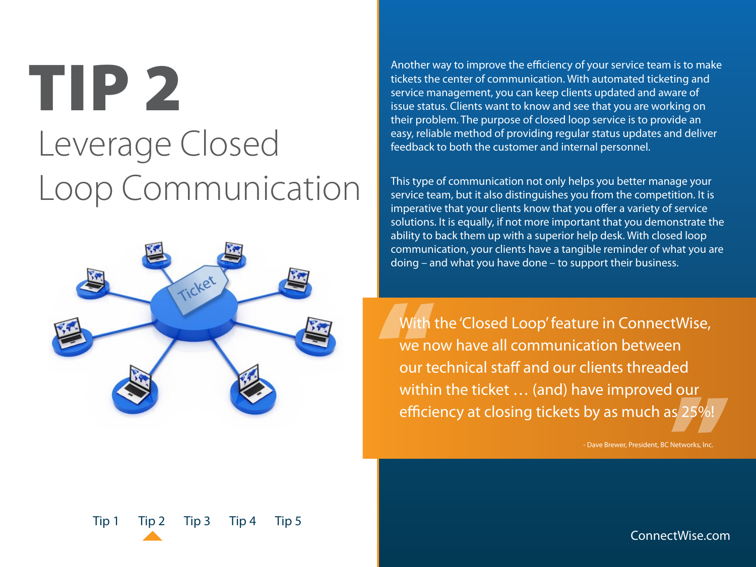# TIP 2

## Leverage Closed Loop Communication

Another way to improve the efficiency of your service team is to make tickets the center of communication. With automated ticketing and service management, you can keep clients updated and aware of issue status. Clients want to know and see that you are working on their problem. The purpose of closed loop service is to provide an easy, reliable method of providing regular status updates and deliver feedback to both the customer and internal personnel.

This type of communication not only helps you better manage your service team, but it also distinguishes you from the competition. It is imperative that your clients know that you offer a variety of service solutions. It is equally, if not more important that you demonstrate the ability to back them up with a superior help desk. With closed loop communication, your clients have a tangible reminder of what you are doing – and what you have done – to support their business.

> "With the 'Closed Loop' feature in ConnectWise, we now have all communication between our technical staff and our clients threaded within the ticket … (and) have improved our efficiency at closing tickets by as much as 25%!"
>
> - Dave Brewer, President, BC Networks, Inc.

Tip 1 Tip 2 Tip 3 Tip 4 Tip 5

ConnectWise.com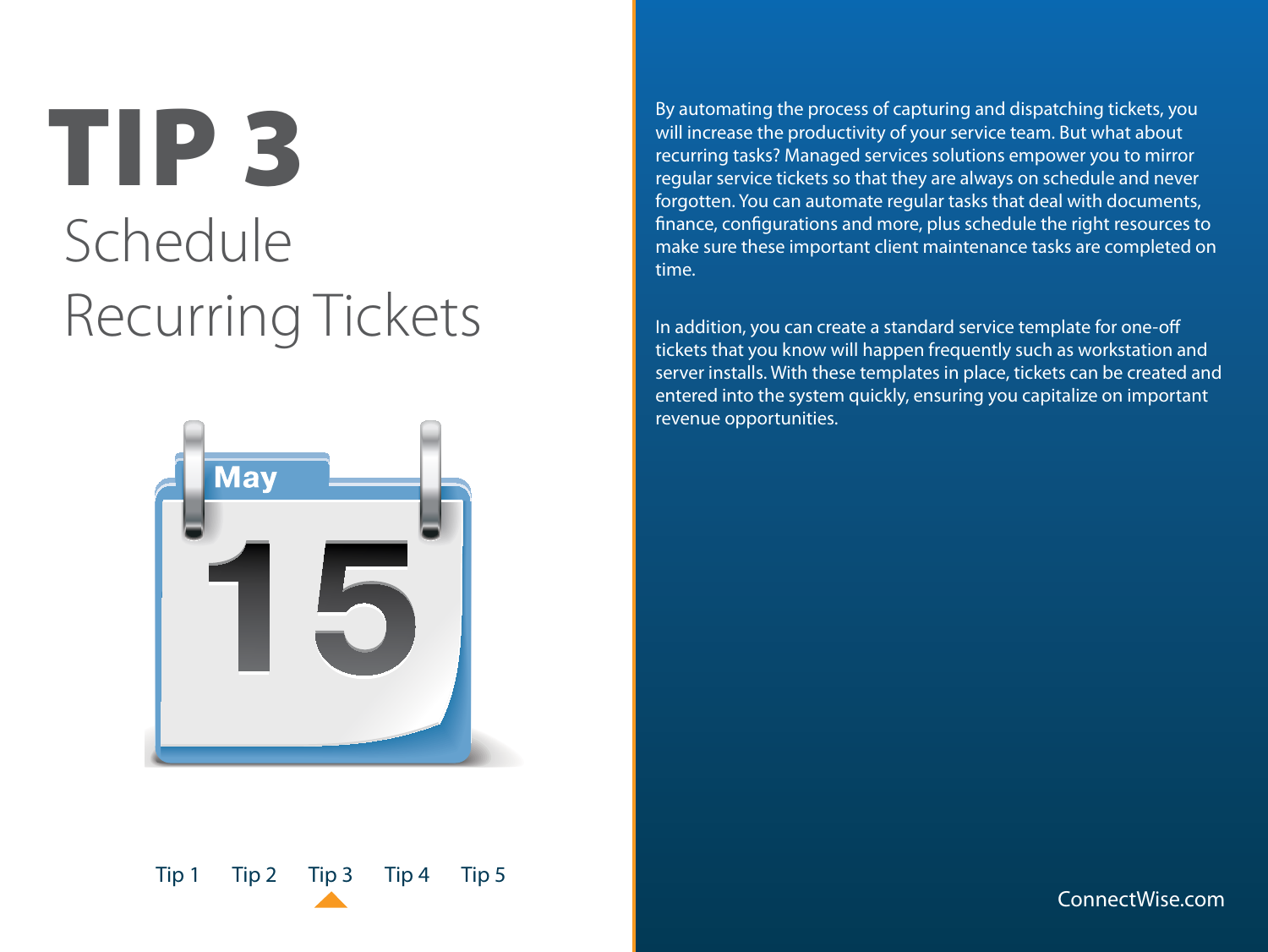# TIP 3

## Schedule Recurring Tickets

By automating the process of capturing and dispatching tickets, you will increase the productivity of your service team. But what about recurring tasks? Managed services solutions empower you to mirror regular service tickets so that they are always on schedule and never forgotten. You can automate regular tasks that deal with documents, finance, configurations and more, plus schedule the right resources to make sure these important client maintenance tasks are completed on time.

In addition, you can create a standard service template for one-off tickets that you know will happen frequently such as workstation and server installs. With these templates in place, tickets can be created and entered into the system quickly, ensuring you capitalize on important revenue opportunities.

Tip 1 Tip 2 Tip 3 Tip 4 Tip 5

ConnectWise.com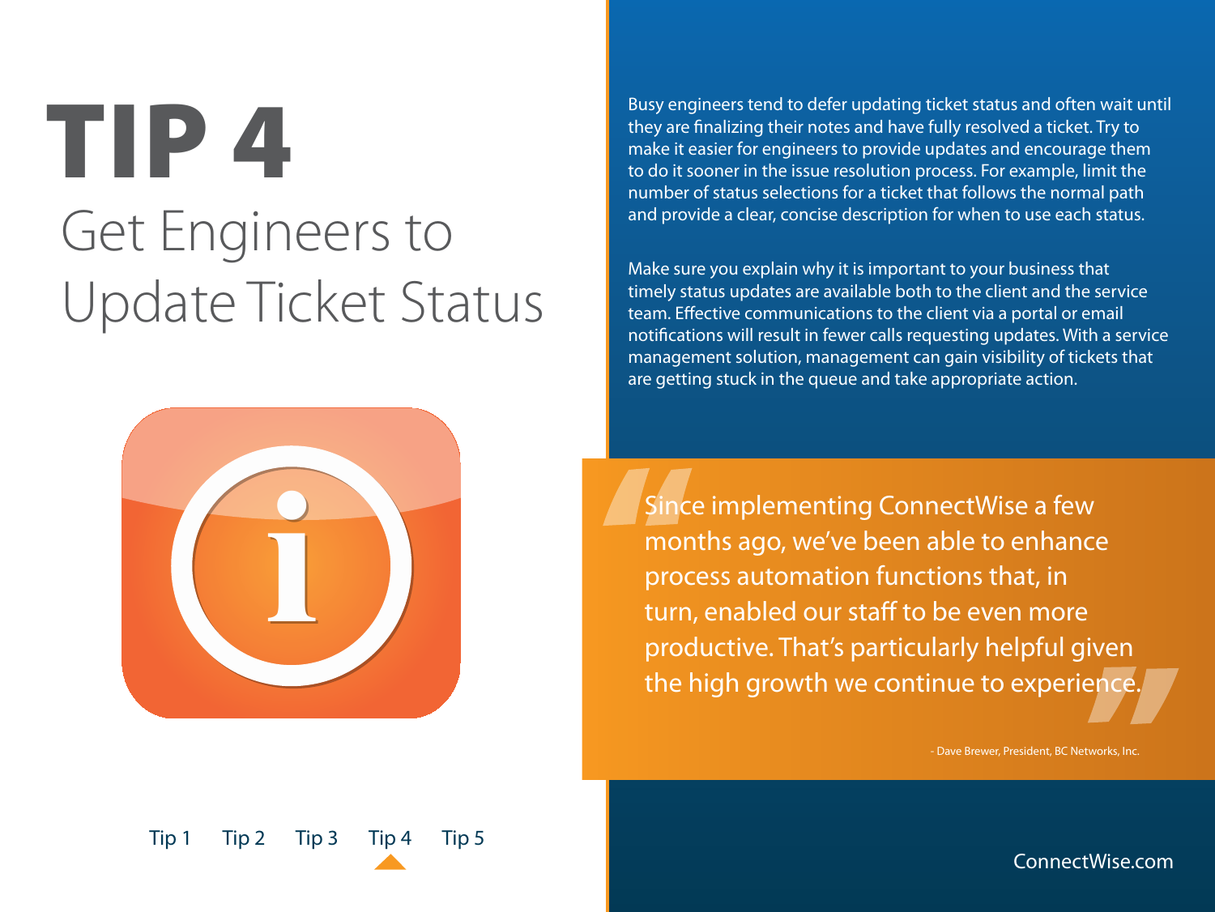# TIP 4

## Get Engineers to Update Ticket Status

Busy engineers tend to defer updating ticket status and often wait until they are finalizing their notes and have fully resolved a ticket. Try to make it easier for engineers to provide updates and encourage them to do it sooner in the issue resolution process. For example, limit the number of status selections for a ticket that follows the normal path and provide a clear, concise description for when to use each status.

Make sure you explain why it is important to your business that timely status updates are available both to the client and the service team. Effective communications to the client via a portal or email notifications will result in fewer calls requesting updates. With a service management solution, management can gain visibility of tickets that are getting stuck in the queue and take appropriate action.

> "Since implementing ConnectWise a few months ago, we've been able to enhance process automation functions that, in turn, enabled our staff to be even more productive. That's particularly helpful given the high growth we continue to experience."
>
> - Dave Brewer, President, BC Networks, Inc.

Tip 1 Tip 2 Tip 3 Tip 4 Tip 5

ConnectWise.com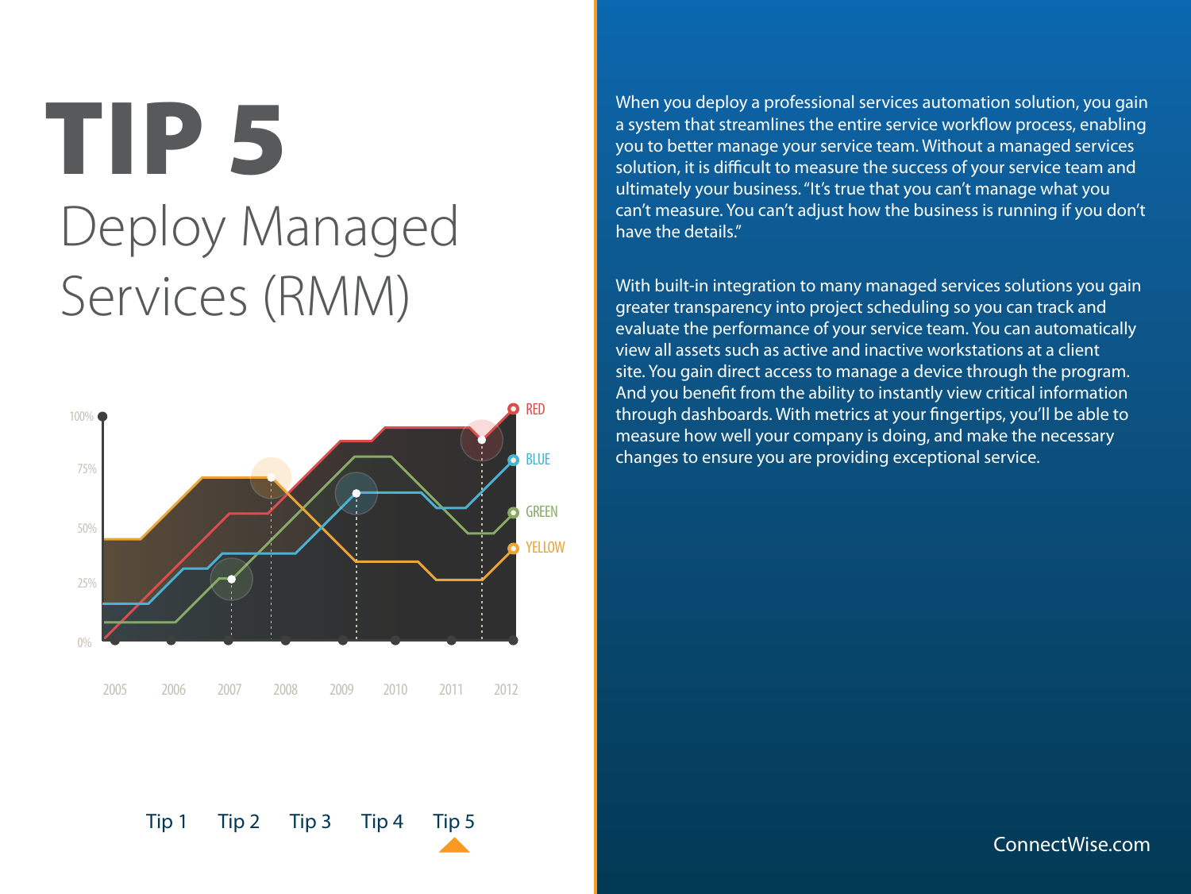# TIP 5

## Deploy Managed Services (RMM)

When you deploy a professional services automation solution, you gain a system that streamlines the entire service workflow process, enabling you to better manage your service team. Without a managed services solution, it is difficult to measure the success of your service team and ultimately your business. "It's true that you can't manage what you can't measure. You can't adjust how the business is running if you don't have the details."

With built-in integration to many managed services solutions you gain greater transparency into project scheduling so you can track and evaluate the performance of your service team. You can automatically view all assets such as active and inactive workstations at a client site. You gain direct access to manage a device through the program. And you benefit from the ability to instantly view critical information through dashboards. With metrics at your fingertips, you'll be able to measure how well your company is doing, and make the necessary changes to ensure you are providing exceptional service.

Tip 1 Tip 2 Tip 3 Tip 4 Tip 5

ConnectWise.com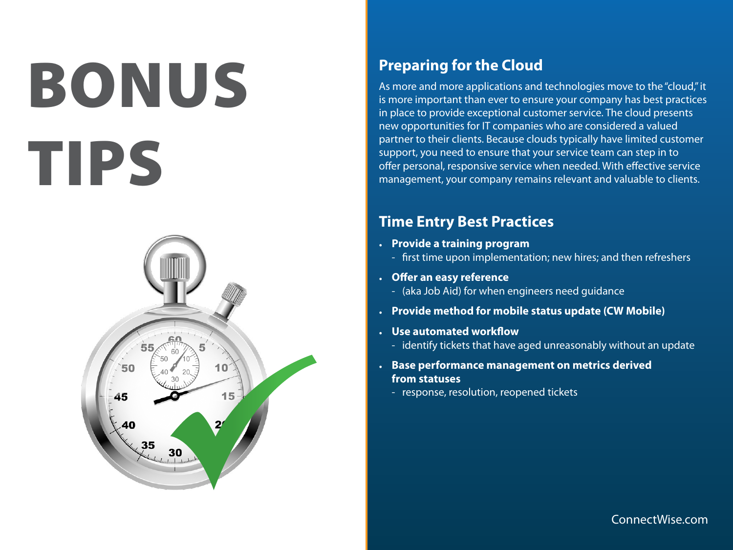# BONUS TIPS

## Preparing for the Cloud

As more and more applications and technologies move to the "cloud," it is more important than ever to ensure your company has best practices in place to provide exceptional customer service. The cloud presents new opportunities for IT companies who are considered a valued partner to their clients. Because clouds typically have limited customer support, you need to ensure that your service team can step in to offer personal, responsive service when needed. With effective service management, your company remains relevant and valuable to clients.

## Time Entry Best Practices

- **Provide a training program**
  - first time upon implementation; new hires; and then refreshers
- **Offer an easy reference**
  - (aka Job Aid) for when engineers need guidance
- **Provide method for mobile status update (CW Mobile)**
- **Use automated workflow**
  - identify tickets that have aged unreasonably without an update
- **Base performance management on metrics derived from statuses**
  - response, resolution, reopened tickets

ConnectWise.com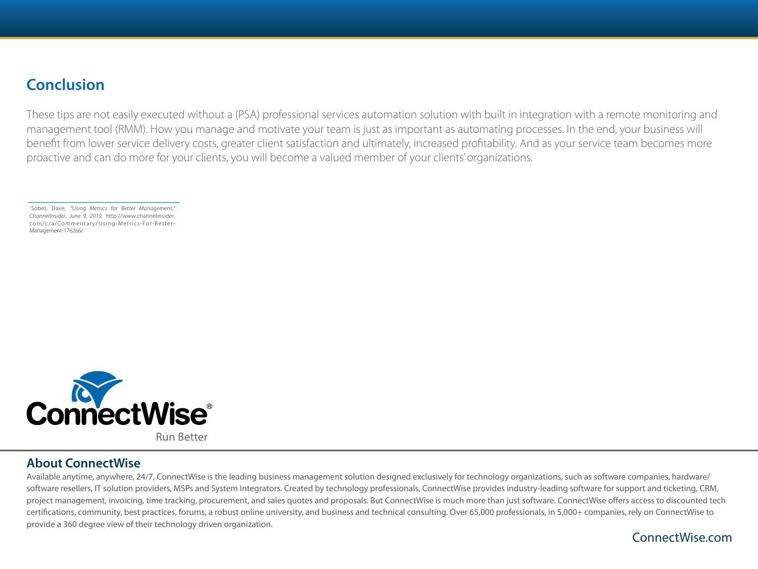## Conclusion

These tips are not easily executed without a (PSA) professional services automation solution with built in integration with a remote monitoring and management tool (RMM). How you manage and motivate your team is just as important as automating processes. In the end, your business will benefit from lower service delivery costs, greater client satisfaction and ultimately, increased profitability. And as your service team becomes more proactive and can do more for your clients, you will become a valued member of your clients' organizations.

[1]Sobel, Dave, *"Using Metrics for Better Management," ChannelInsider, June 9, 2010*, http://www.channelinsider.com/c/a/Commentary/Using-Metrics-For-Better-Management-176266/

ConnectWise®

Run Better

## About ConnectWise

Available anytime, anywhere, 24/7, ConnectWise is the leading business management solution designed exclusively for technology organizations, such as software companies, hardware/software resellers, IT solution providers, MSPs and System Integrators. Created by technology professionals, ConnectWise provides industry-leading software for support and ticketing, CRM, project management, invoicing, time tracking, procurement, and sales quotes and proposals. But ConnectWise is much more than just software. ConnectWise offers access to discounted tech certifications, community, best practices, forums, a robust online university, and business and technical consulting. Over 65,000 professionals, in 5,000+ companies, rely on ConnectWise to provide a 360 degree view of their technology driven organization.

ConnectWise.com